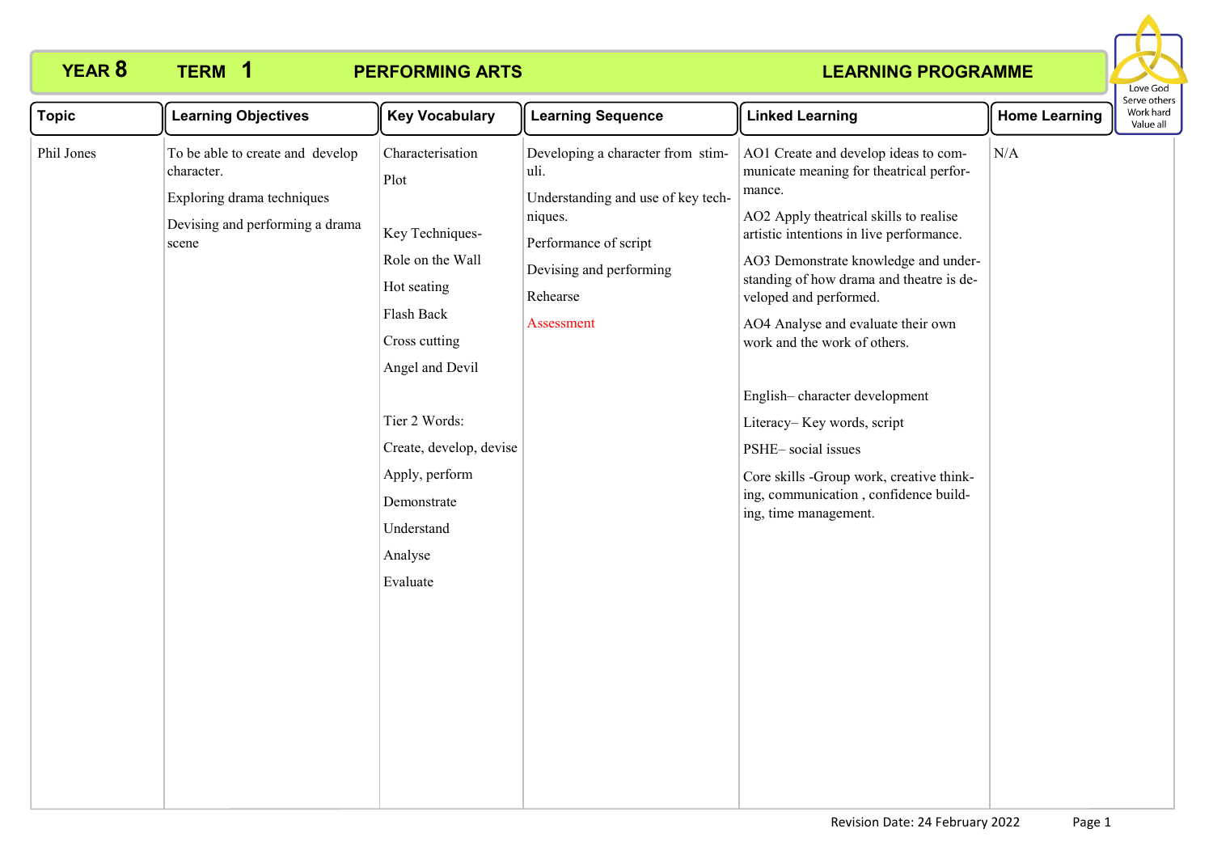**YEAR 8 TERM 1 PERFORMING ARTS LEARNING PROGRAMME**

Love God
Serve others
Work hard
Value all

| Topic | Learning Objectives | Key Vocabulary | Learning Sequence | Linked Learning | Home Learning |
|---|---|---|---|---|---|
| Phil Jones | To be able to create and develop character.<br><br>Exploring drama techniques<br><br>Devising and performing a drama scene | Characterisation<br><br>Plot<br><br>Key Techniques-<br><br>Role on the Wall<br><br>Hot seating<br><br>Flash Back<br><br>Cross cutting<br><br>Angel and Devil<br><br>Tier 2 Words:<br><br>Create, develop, devise<br><br>Apply, perform<br><br>Demonstrate<br><br>Understand<br><br>Analyse<br><br>Evaluate | Developing a character from stimuli.<br><br>Understanding and use of key techniques.<br><br>Performance of script<br><br>Devising and performing<br><br>Rehearse<br><br>Assessment | AO1 Create and develop ideas to communicate meaning for theatrical performance.<br><br>AO2 Apply theatrical skills to realise artistic intentions in live performance.<br><br>AO3 Demonstrate knowledge and understanding of how drama and theatre is developed and performed.<br><br>AO4 Analyse and evaluate their own work and the work of others.<br><br>English– character development<br><br>Literacy– Key words, script<br><br>PSHE– social issues<br><br>Core skills -Group work, creative thinking, communication , confidence building, time management. | N/A |

Revision Date: 24 February 2022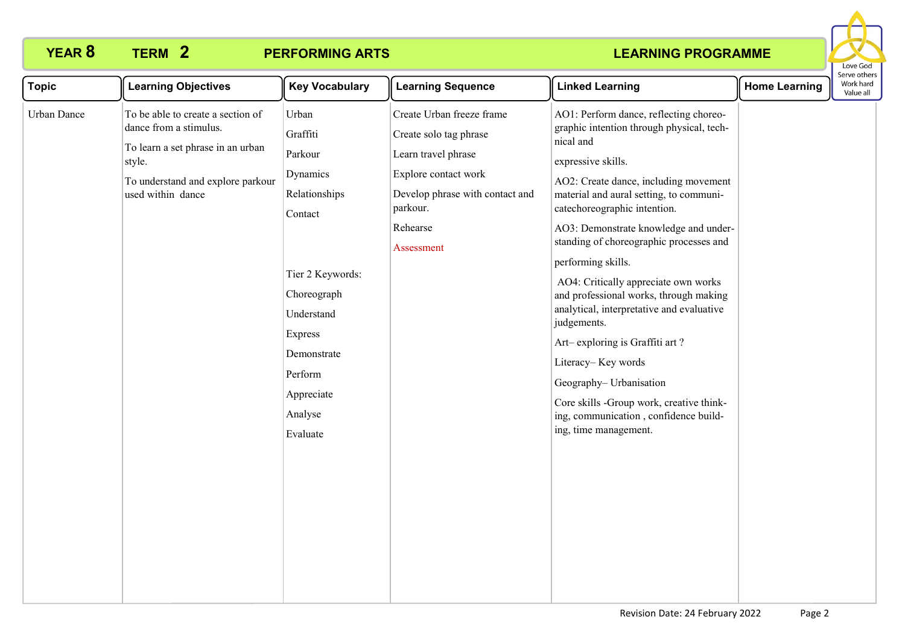**YEAR 8 TERM 2 PERFORMING ARTS LEARNING PROGRAMME**

| Topic | Learning Objectives | Key Vocabulary | Learning Sequence | Linked Learning | Home Learning |
|---|---|---|---|---|---|
| Urban Dance | To be able to create a section of dance from a stimulus.<br><br>To learn a set phrase in an urban style.<br><br>To understand and explore parkour used within dance | Urban<br>Graffiti<br>Parkour<br>Dynamics<br>Relationships<br>Contact<br><br>Tier 2 Keywords:<br>Choreograph<br>Understand<br>Express<br>Demonstrate<br>Perform<br>Appreciate<br>Analyse<br>Evaluate | Create Urban freeze frame<br>Create solo tag phrase<br>Learn travel phrase<br>Explore contact work<br>Develop phrase with contact and parkour.<br>Rehearse<br>Assessment | AO1: Perform dance, reflecting choreographic intention through physical, technical and expressive skills.<br><br>AO2: Create dance, including movement material and aural setting, to communicatechoreographic intention.<br><br>AO3: Demonstrate knowledge and understanding of choreographic processes and performing skills.<br><br>AO4: Critically appreciate own works and professional works, through making analytical, interpretative and evaluative judgements.<br><br>Art– exploring is Graffiti art ?<br><br>Literacy– Key words<br><br>Geography– Urbanisation<br><br>Core skills -Group work, creative thinking, communication , confidence building, time management. | |

Revision Date: 24 February 2022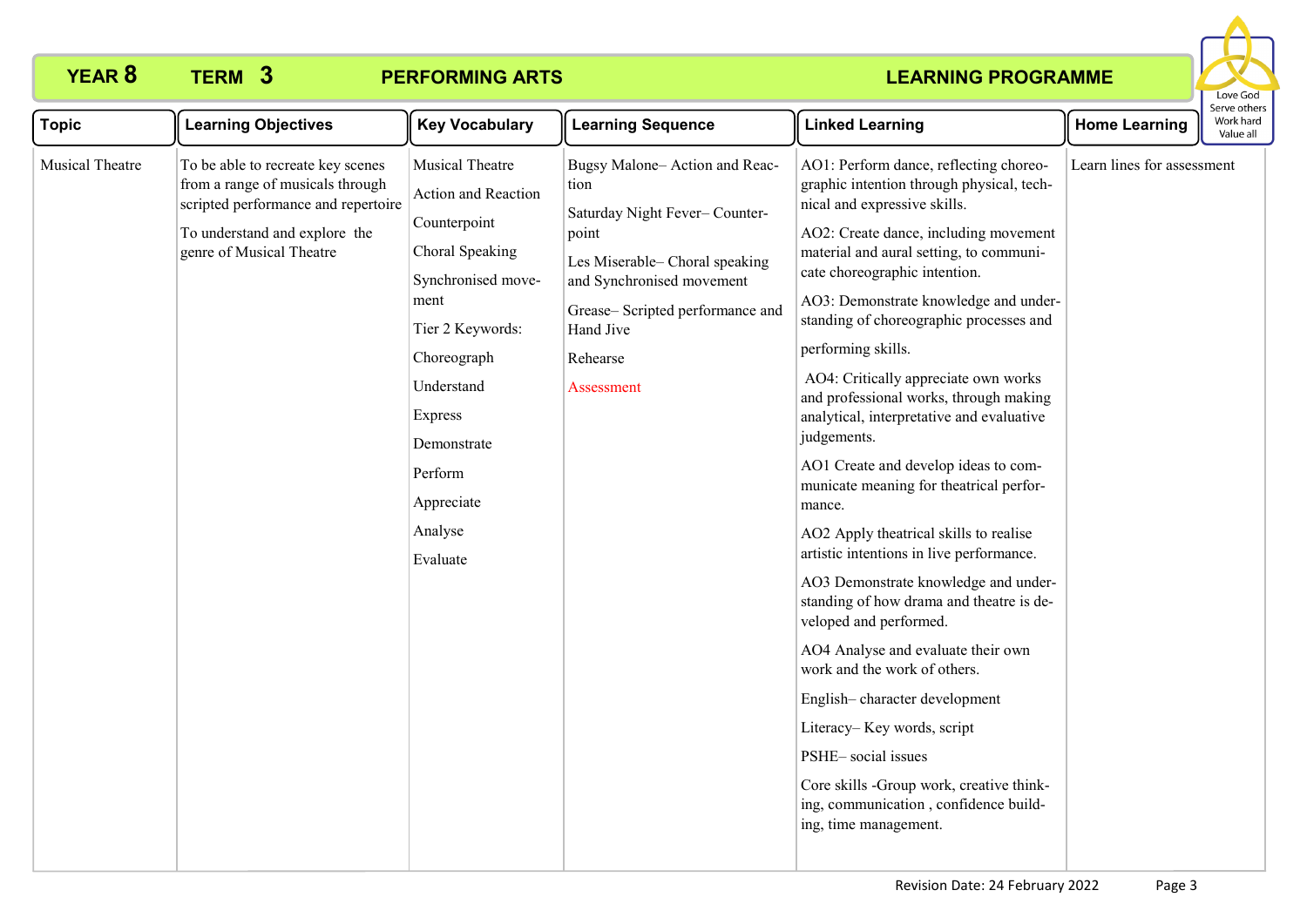**YEAR 8 TERM 3 PERFORMING ARTS LEARNING PROGRAMME**

Love God
Serve others
Work hard
Value all

| Topic | Learning Objectives | Key Vocabulary | Learning Sequence | Linked Learning | Home Learning |
|---|---|---|---|---|---|
| Musical Theatre | To be able to recreate key scenes from a range of musicals through scripted performance and repertoire<br><br>To understand and explore the genre of Musical Theatre | Musical Theatre<br><br>Action and Reaction<br><br>Counterpoint<br><br>Choral Speaking<br><br>Synchronised movement<br><br>Tier 2 Keywords:<br><br>Choreograph<br><br>Understand<br><br>Express<br><br>Demonstrate<br><br>Perform<br><br>Appreciate<br><br>Analyse<br><br>Evaluate | Bugsy Malone– Action and Reaction<br><br>Saturday Night Fever– Counterpoint<br><br>Les Miserable– Choral speaking and Synchronised movement<br><br>Grease– Scripted performance and Hand Jive<br><br>Rehearse<br><br>Assessment | AO1: Perform dance, reflecting choreographic intention through physical, technical and expressive skills.<br><br>AO2: Create dance, including movement material and aural setting, to communicate choreographic intention.<br><br>AO3: Demonstrate knowledge and understanding of choreographic processes and performing skills.<br><br>AO4: Critically appreciate own works and professional works, through making analytical, interpretative and evaluative judgements.<br><br>AO1 Create and develop ideas to communicate meaning for theatrical performance.<br><br>AO2 Apply theatrical skills to realise artistic intentions in live performance.<br><br>AO3 Demonstrate knowledge and understanding of how drama and theatre is developed and performed.<br><br>AO4 Analyse and evaluate their own work and the work of others.<br><br>English– character development<br><br>Literacy– Key words, script<br><br>PSHE– social issues<br><br>Core skills -Group work, creative thinking, communication , confidence building, time management. | Learn lines for assessment |

Revision Date: 24 February 2022